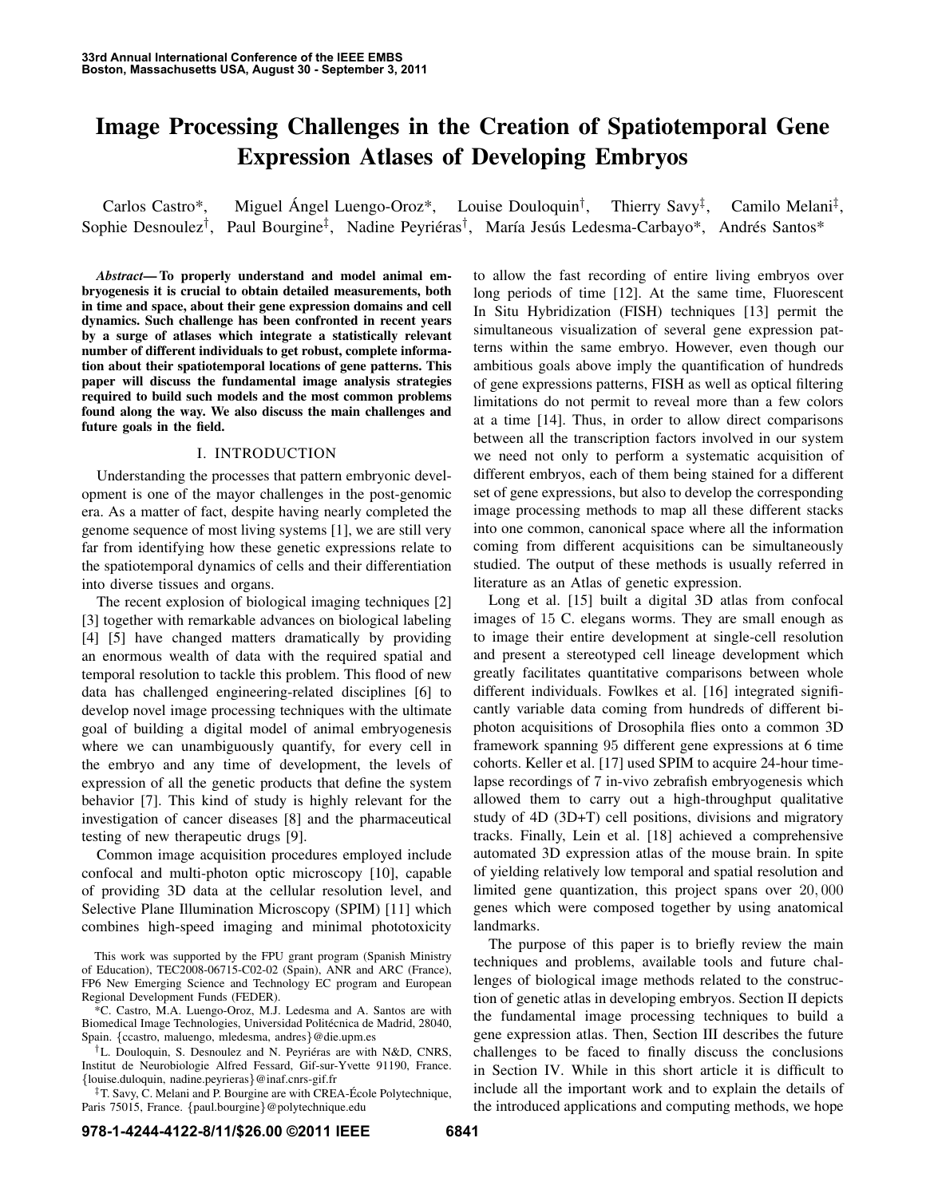# Image Processing Challenges in the Creation of Spatiotemporal Gene Expression Atlases of Developing Embryos

Carlos Castro*, Miguel Ángel Luengo-Oroz*, Louise Douloquin[†], Thierry Savy[‡], Camilo Melani[‡], Sophie Desnoulez[†], Paul Bourgine[‡], Nadine Peyriéras[†], María Jesús Ledesma-Carbayo*, Andrés Santos*

***Abstract*— To properly understand and model animal embryogenesis it is crucial to obtain detailed measurements, both in time and space, about their gene expression domains and cell dynamics. Such challenge has been confronted in recent years by a surge of atlases which integrate a statistically relevant number of different individuals to get robust, complete information about their spatiotemporal locations of gene patterns. This paper will discuss the fundamental image analysis strategies required to build such models and the most common problems found along the way. We also discuss the main challenges and future goals in the field.**

## I. INTRODUCTION

Understanding the processes that pattern embryonic development is one of the mayor challenges in the post-genomic era. As a matter of fact, despite having nearly completed the genome sequence of most living systems [1], we are still very far from identifying how these genetic expressions relate to the spatiotemporal dynamics of cells and their differentiation into diverse tissues and organs.

The recent explosion of biological imaging techniques [2] [3] together with remarkable advances on biological labeling [4] [5] have changed matters dramatically by providing an enormous wealth of data with the required spatial and temporal resolution to tackle this problem. This flood of new data has challenged engineering-related disciplines [6] to develop novel image processing techniques with the ultimate goal of building a digital model of animal embryogenesis where we can unambiguously quantify, for every cell in the embryo and any time of development, the levels of expression of all the genetic products that define the system behavior [7]. This kind of study is highly relevant for the investigation of cancer diseases [8] and the pharmaceutical testing of new therapeutic drugs [9].

Common image acquisition procedures employed include confocal and multi-photon optic microscopy [10], capable of providing 3D data at the cellular resolution level, and Selective Plane Illumination Microscopy (SPIM) [11] which combines high-speed imaging and minimal phototoxicity to allow the fast recording of entire living embryos over long periods of time [12]. At the same time, Fluorescent In Situ Hybridization (FISH) techniques [13] permit the simultaneous visualization of several gene expression patterns within the same embryo. However, even though our ambitious goals above imply the quantification of hundreds of gene expressions patterns, FISH as well as optical filtering limitations do not permit to reveal more than a few colors at a time [14]. Thus, in order to allow direct comparisons between all the transcription factors involved in our system we need not only to perform a systematic acquisition of different embryos, each of them being stained for a different set of gene expressions, but also to develop the corresponding image processing methods to map all these different stacks into one common, canonical space where all the information coming from different acquisitions can be simultaneously studied. The output of these methods is usually referred in literature as an Atlas of genetic expression.

Long et al. [15] built a digital 3D atlas from confocal images of 15 C. elegans worms. They are small enough as to image their entire development at single-cell resolution and present a stereotyped cell lineage development which greatly facilitates quantitative comparisons between whole different individuals. Fowlkes et al. [16] integrated significantly variable data coming from hundreds of different bi-photon acquisitions of Drosophila flies onto a common 3D framework spanning 95 different gene expressions at 6 time cohorts. Keller et al. [17] used SPIM to acquire 24-hour time-lapse recordings of 7 in-vivo zebrafish embryogenesis which allowed them to carry out a high-throughput qualitative study of 4D (3D+T) cell positions, divisions and migratory tracks. Finally, Lein et al. [18] achieved a comprehensive automated 3D expression atlas of the mouse brain. In spite of yielding relatively low temporal and spatial resolution and limited gene quantization, this project spans over 20,000 genes which were composed together by using anatomical landmarks.

The purpose of this paper is to briefly review the main techniques and problems, available tools and future challenges of biological image methods related to the construction of genetic atlas in developing embryos. Section II depicts the fundamental image processing techniques to build a gene expression atlas. Then, Section III describes the future challenges to be faced to finally discuss the conclusions in Section IV. While in this short article it is difficult to include all the important work and to explain the details of the introduced applications and computing methods, we hope

This work was supported by the FPU grant program (Spanish Ministry of Education), TEC2008-06715-C02-02 (Spain), ANR and ARC (France), FP6 New Emerging Science and Technology EC program and European Regional Development Funds (FEDER).

*C. Castro, M.A. Luengo-Oroz, M.J. Ledesma and A. Santos are with Biomedical Image Technologies, Universidad Politécnica de Madrid, 28040, Spain. {ccastro, maluengo, mledesma, andres}@die.upm.es

[†]L. Douloquin, S. Desnoulez and N. Peyriéras are with N&D, CNRS, Institut de Neurobiologie Alfred Fessard, Gif-sur-Yvette 91190, France. {louise.duloquin, nadine.peyrieras}@inaf.cnrs-gif.fr

[‡]T. Savy, C. Melani and P. Bourgine are with CREA-École Polytechnique, Paris 75015, France. {paul.bourgine}@polytechnique.edu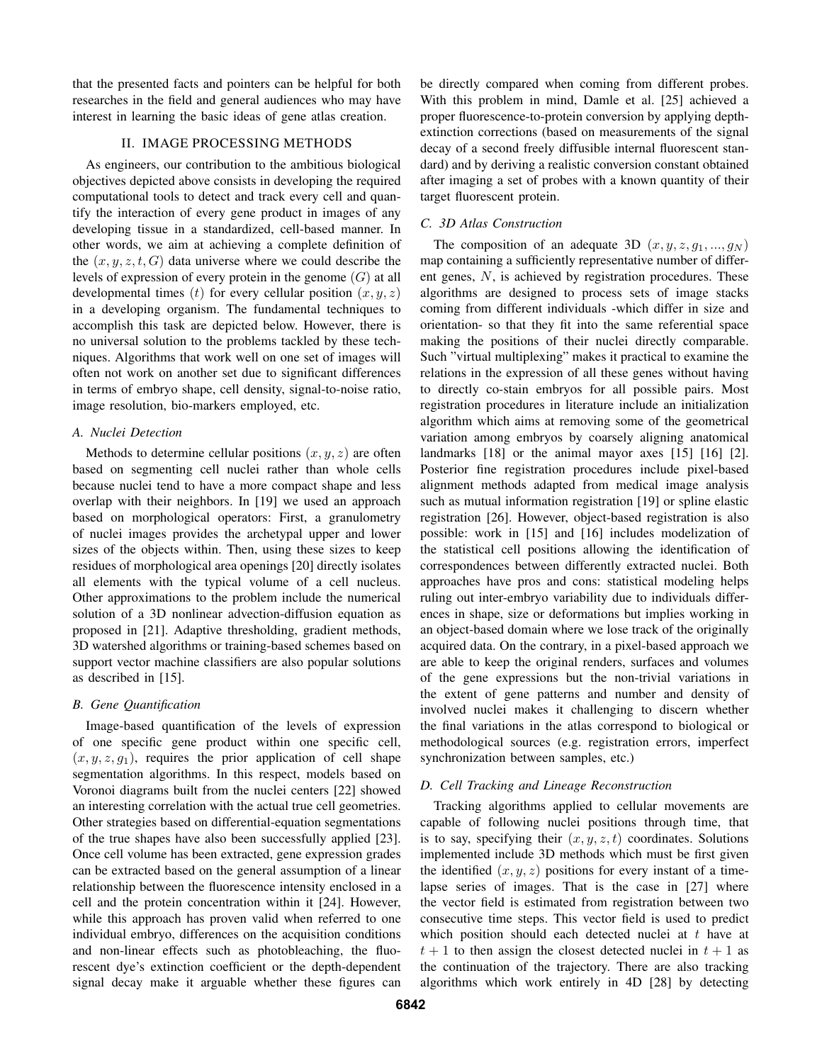that the presented facts and pointers can be helpful for both researches in the field and general audiences who may have interest in learning the basic ideas of gene atlas creation.

## II. IMAGE PROCESSING METHODS

As engineers, our contribution to the ambitious biological objectives depicted above consists in developing the required computational tools to detect and track every cell and quantify the interaction of every gene product in images of any developing tissue in a standardized, cell-based manner. In other words, we aim at achieving a complete definition of the $(x, y, z, t, G)$ data universe where we could describe the levels of expression of every protein in the genome $(G)$ at all developmental times $(t)$ for every cellular position $(x, y, z)$ in a developing organism. The fundamental techniques to accomplish this task are depicted below. However, there is no universal solution to the problems tackled by these techniques. Algorithms that work well on one set of images will often not work on another set due to significant differences in terms of embryo shape, cell density, signal-to-noise ratio, image resolution, bio-markers employed, etc.

### A. Nuclei Detection

Methods to determine cellular positions $(x, y, z)$ are often based on segmenting cell nuclei rather than whole cells because nuclei tend to have a more compact shape and less overlap with their neighbors. In [19] we used an approach based on morphological operators: First, a granulometry of nuclei images provides the archetypal upper and lower sizes of the objects within. Then, using these sizes to keep residues of morphological area openings [20] directly isolates all elements with the typical volume of a cell nucleus. Other approximations to the problem include the numerical solution of a 3D nonlinear advection-diffusion equation as proposed in [21]. Adaptive thresholding, gradient methods, 3D watershed algorithms or training-based schemes based on support vector machine classifiers are also popular solutions as described in [15].

### B. Gene Quantification

Image-based quantification of the levels of expression of one specific gene product within one specific cell, $(x, y, z, g_1)$, requires the prior application of cell shape segmentation algorithms. In this respect, models based on Voronoi diagrams built from the nuclei centers [22] showed an interesting correlation with the actual true cell geometries. Other strategies based on differential-equation segmentations of the true shapes have also been successfully applied [23]. Once cell volume has been extracted, gene expression grades can be extracted based on the general assumption of a linear relationship between the fluorescence intensity enclosed in a cell and the protein concentration within it [24]. However, while this approach has proven valid when referred to one individual embryo, differences on the acquisition conditions and non-linear effects such as photobleaching, the fluorescent dye's extinction coefficient or the depth-dependent signal decay make it arguable whether these figures can be directly compared when coming from different probes. With this problem in mind, Damle et al. [25] achieved a proper fluorescence-to-protein conversion by applying depth-extinction corrections (based on measurements of the signal decay of a second freely diffusible internal fluorescent standard) and by deriving a realistic conversion constant obtained after imaging a set of probes with a known quantity of their target fluorescent protein.

### C. 3D Atlas Construction

The composition of an adequate 3D $(x, y, z, g_1, ..., g_N)$ map containing a sufficiently representative number of different genes, $N$, is achieved by registration procedures. These algorithms are designed to process sets of image stacks coming from different individuals -which differ in size and orientation- so that they fit into the same referential space making the positions of their nuclei directly comparable. Such "virtual multiplexing" makes it practical to examine the relations in the expression of all these genes without having to directly co-stain embryos for all possible pairs. Most registration procedures in literature include an initialization algorithm which aims at removing some of the geometrical variation among embryos by coarsely aligning anatomical landmarks [18] or the animal mayor axes [15] [16] [2]. Posterior fine registration procedures include pixel-based alignment methods adapted from medical image analysis such as mutual information registration [19] or spline elastic registration [26]. However, object-based registration is also possible: work in [15] and [16] includes modelization of the statistical cell positions allowing the identification of correspondences between differently extracted nuclei. Both approaches have pros and cons: statistical modeling helps ruling out inter-embryo variability due to individuals differences in shape, size or deformations but implies working in an object-based domain where we lose track of the originally acquired data. On the contrary, in a pixel-based approach we are able to keep the original renders, surfaces and volumes of the gene expressions but the non-trivial variations in the extent of gene patterns and number and density of involved nuclei makes it challenging to discern whether the final variations in the atlas correspond to biological or methodological sources (e.g. registration errors, imperfect synchronization between samples, etc.)

### D. Cell Tracking and Lineage Reconstruction

Tracking algorithms applied to cellular movements are capable of following nuclei positions through time, that is to say, specifying their $(x, y, z, t)$ coordinates. Solutions implemented include 3D methods which must be first given the identified $(x, y, z)$ positions for every instant of a time-lapse series of images. That is the case in [27] where the vector field is estimated from registration between two consecutive time steps. This vector field is used to predict which position should each detected nuclei at $t$ have at $t + 1$ to then assign the closest detected nuclei in $t + 1$ as the continuation of the trajectory. There are also tracking algorithms which work entirely in 4D [28] by detecting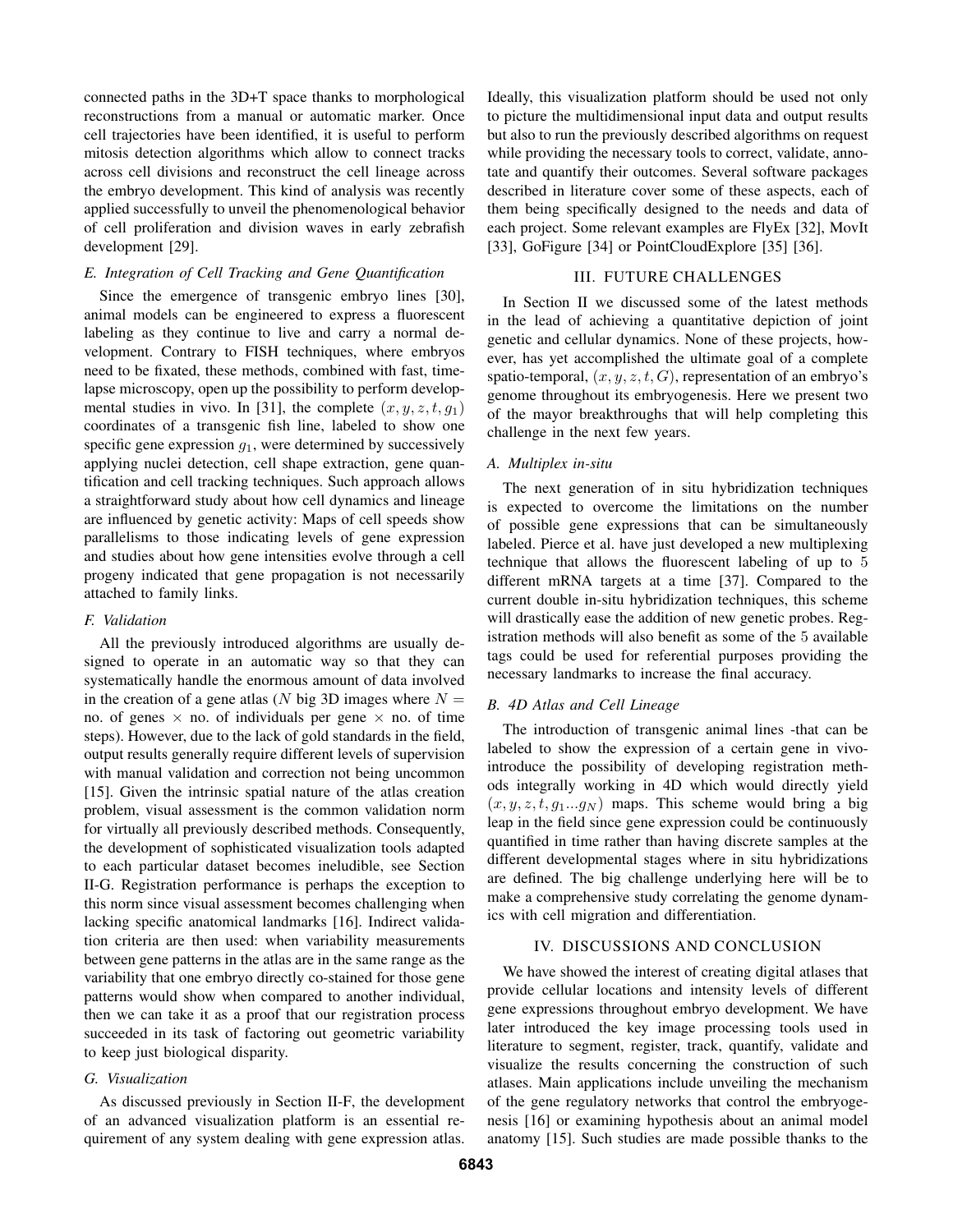connected paths in the 3D+T space thanks to morphological reconstructions from a manual or automatic marker. Once cell trajectories have been identified, it is useful to perform mitosis detection algorithms which allow to connect tracks across cell divisions and reconstruct the cell lineage across the embryo development. This kind of analysis was recently applied successfully to unveil the phenomenological behavior of cell proliferation and division waves in early zebrafish development [29].

### *E. Integration of Cell Tracking and Gene Quantification*

Since the emergence of transgenic embryo lines [30], animal models can be engineered to express a fluorescent labeling as they continue to live and carry a normal development. Contrary to FISH techniques, where embryos need to be fixated, these methods, combined with fast, time-lapse microscopy, open up the possibility to perform developmental studies in vivo. In [31], the complete $(x, y, z, t, g_1)$ coordinates of a transgenic fish line, labeled to show one specific gene expression $g_1$, were determined by successively applying nuclei detection, cell shape extraction, gene quantification and cell tracking techniques. Such approach allows a straightforward study about how cell dynamics and lineage are influenced by genetic activity: Maps of cell speeds show parallelisms to those indicating levels of gene expression and studies about how gene intensities evolve through a cell progeny indicated that gene propagation is not necessarily attached to family links.

### *F. Validation*

All the previously introduced algorithms are usually designed to operate in an automatic way so that they can systematically handle the enormous amount of data involved in the creation of a gene atlas ($N$ big 3D images where $N =$ no. of genes $\times$ no. of individuals per gene $\times$ no. of time steps). However, due to the lack of gold standards in the field, output results generally require different levels of supervision with manual validation and correction not being uncommon [15]. Given the intrinsic spatial nature of the atlas creation problem, visual assessment is the common validation norm for virtually all previously described methods. Consequently, the development of sophisticated visualization tools adapted to each particular dataset becomes ineludible, see Section II-G. Registration performance is perhaps the exception to this norm since visual assessment becomes challenging when lacking specific anatomical landmarks [16]. Indirect validation criteria are then used: when variability measurements between gene patterns in the atlas are in the same range as the variability that one embryo directly co-stained for those gene patterns would show when compared to another individual, then we can take it as a proof that our registration process succeeded in its task of factoring out geometric variability to keep just biological disparity.

### *G. Visualization*

As discussed previously in Section II-F, the development of an advanced visualization platform is an essential requirement of any system dealing with gene expression atlas. Ideally, this visualization platform should be used not only to picture the multidimensional input data and output results but also to run the previously described algorithms on request while providing the necessary tools to correct, validate, annotate and quantify their outcomes. Several software packages described in literature cover some of these aspects, each of them being specifically designed to the needs and data of each project. Some relevant examples are FlyEx [32], MovIt [33], GoFigure [34] or PointCloudExplore [35] [36].

## III. FUTURE CHALLENGES

In Section II we discussed some of the latest methods in the lead of achieving a quantitative depiction of joint genetic and cellular dynamics. None of these projects, however, has yet accomplished the ultimate goal of a complete spatio-temporal, $(x, y, z, t, G)$, representation of an embryo's genome throughout its embryogenesis. Here we present two of the mayor breakthroughs that will help completing this challenge in the next few years.

### *A. Multiplex in-situ*

The next generation of in situ hybridization techniques is expected to overcome the limitations on the number of possible gene expressions that can be simultaneously labeled. Pierce et al. have just developed a new multiplexing technique that allows the fluorescent labeling of up to 5 different mRNA targets at a time [37]. Compared to the current double in-situ hybridization techniques, this scheme will drastically ease the addition of new genetic probes. Registration methods will also benefit as some of the 5 available tags could be used for referential purposes providing the necessary landmarks to increase the final accuracy.

### *B. 4D Atlas and Cell Lineage*

The introduction of transgenic animal lines -that can be labeled to show the expression of a certain gene in vivo- introduce the possibility of developing registration methods integrally working in 4D which would directly yield $(x, y, z, t, g_1 ... g_N)$ maps. This scheme would bring a big leap in the field since gene expression could be continuously quantified in time rather than having discrete samples at the different developmental stages where in situ hybridizations are defined. The big challenge underlying here will be to make a comprehensive study correlating the genome dynamics with cell migration and differentiation.

## IV. DISCUSSIONS AND CONCLUSION

We have showed the interest of creating digital atlases that provide cellular locations and intensity levels of different gene expressions throughout embryo development. We have later introduced the key image processing tools used in literature to segment, register, track, quantify, validate and visualize the results concerning the construction of such atlases. Main applications include unveiling the mechanism of the gene regulatory networks that control the embryogenesis [16] or examining hypothesis about an animal model anatomy [15]. Such studies are made possible thanks to the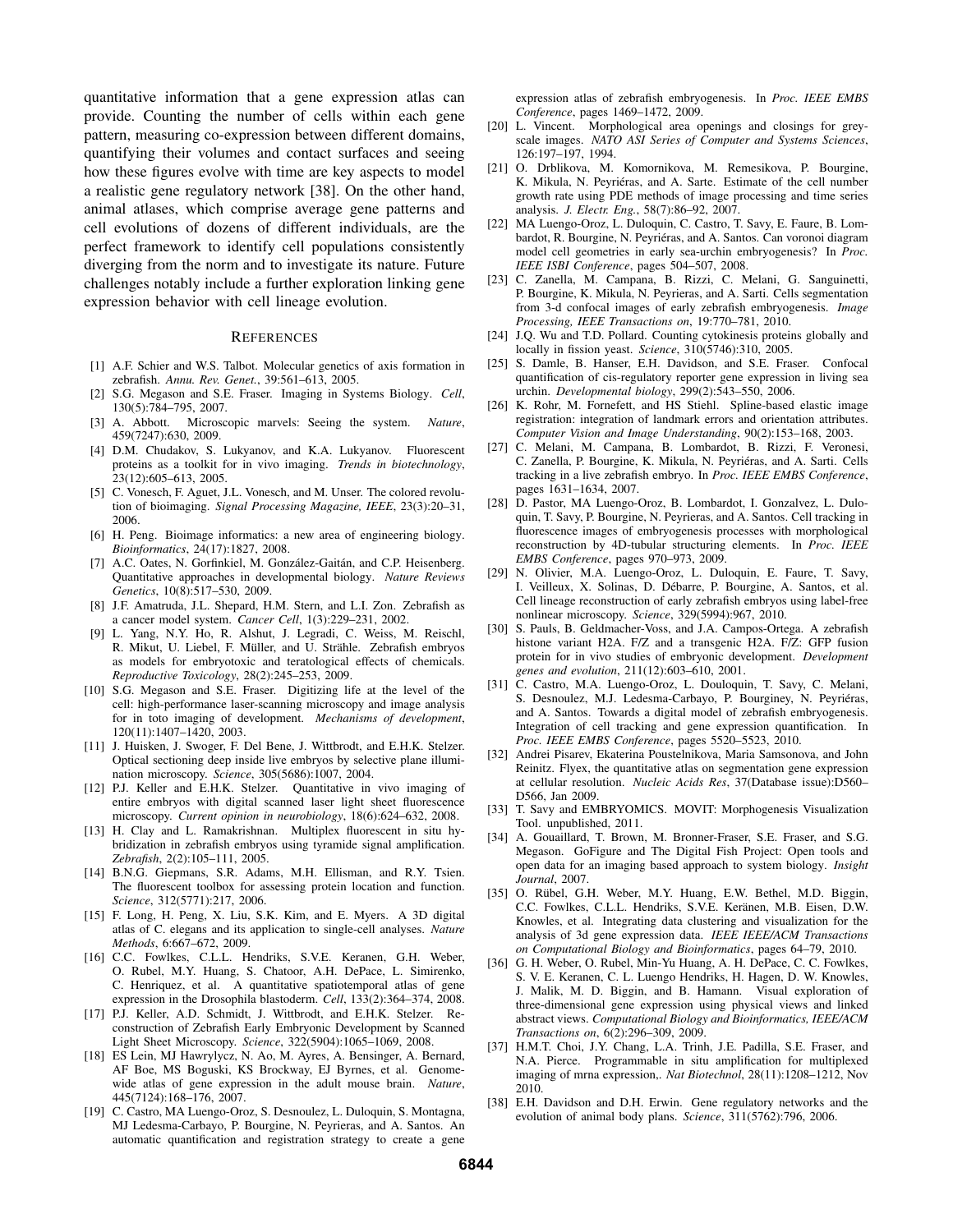quantitative information that a gene expression atlas can provide. Counting the number of cells within each gene pattern, measuring co-expression between different domains, quantifying their volumes and contact surfaces and seeing how these figures evolve with time are key aspects to model a realistic gene regulatory network [38]. On the other hand, animal atlases, which comprise average gene patterns and cell evolutions of dozens of different individuals, are the perfect framework to identify cell populations consistently diverging from the norm and to investigate its nature. Future challenges notably include a further exploration linking gene expression behavior with cell lineage evolution.

## REFERENCES

[1] A.F. Schier and W.S. Talbot. Molecular genetics of axis formation in zebrafish. *Annu. Rev. Genet.*, 39:561–613, 2005.

[2] S.G. Megason and S.E. Fraser. Imaging in Systems Biology. *Cell*, 130(5):784–795, 2007.

[3] A. Abbott. Microscopic marvels: Seeing the system. *Nature*, 459(7247):630, 2009.

[4] D.M. Chudakov, S. Lukyanov, and K.A. Lukyanov. Fluorescent proteins as a toolkit for in vivo imaging. *Trends in biotechnology*, 23(12):605–613, 2005.

[5] C. Vonesch, F. Aguet, J.L. Vonesch, and M. Unser. The colored revolution of bioimaging. *Signal Processing Magazine, IEEE*, 23(3):20–31, 2006.

[6] H. Peng. Bioimage informatics: a new area of engineering biology. *Bioinformatics*, 24(17):1827, 2008.

[7] A.C. Oates, N. Gorfinkiel, M. González-Gaitán, and C.P. Heisenberg. Quantitative approaches in developmental biology. *Nature Reviews Genetics*, 10(8):517–530, 2009.

[8] J.F. Amatruda, J.L. Shepard, H.M. Stern, and L.I. Zon. Zebrafish as a cancer model system. *Cancer Cell*, 1(3):229–231, 2002.

[9] L. Yang, N.Y. Ho, R. Alshut, J. Legradi, C. Weiss, M. Reischl, R. Mikut, U. Liebel, F. Müller, and U. Strähle. Zebrafish embryos as models for embryotoxic and teratological effects of chemicals. *Reproductive Toxicology*, 28(2):245–253, 2009.

[10] S.G. Megason and S.E. Fraser. Digitizing life at the level of the cell: high-performance laser-scanning microscopy and image analysis for in toto imaging of development. *Mechanisms of development*, 120(11):1407–1420, 2003.

[11] J. Huisken, J. Swoger, F. Del Bene, J. Wittbrodt, and E.H.K. Stelzer. Optical sectioning deep inside live embryos by selective plane illumination microscopy. *Science*, 305(5686):1007, 2004.

[12] P.J. Keller and E.H.K. Stelzer. Quantitative in vivo imaging of entire embryos with digital scanned laser light sheet fluorescence microscopy. *Current opinion in neurobiology*, 18(6):624–632, 2008.

[13] H. Clay and L. Ramakrishnan. Multiplex fluorescent in situ hybridization in zebrafish embryos using tyramide signal amplification. *Zebrafish*, 2(2):105–111, 2005.

[14] B.N.G. Giepmans, S.R. Adams, M.H. Ellisman, and R.Y. Tsien. The fluorescent toolbox for assessing protein location and function. *Science*, 312(5771):217, 2006.

[15] F. Long, H. Peng, X. Liu, S.K. Kim, and E. Myers. A 3D digital atlas of C. elegans and its application to single-cell analyses. *Nature Methods*, 6:667–672, 2009.

[16] C.C. Fowlkes, C.L.L. Hendriks, S.V.E. Keranen, G.H. Weber, O. Rubel, M.Y. Huang, S. Chatoor, A.H. DePace, L. Simirenko, C. Henriquez, et al. A quantitative spatiotemporal atlas of gene expression in the Drosophila blastoderm. *Cell*, 133(2):364–374, 2008.

[17] P.J. Keller, A.D. Schmidt, J. Wittbrodt, and E.H.K. Stelzer. Reconstruction of Zebrafish Early Embryonic Development by Scanned Light Sheet Microscopy. *Science*, 322(5904):1065–1069, 2008.

[18] ES Lein, MJ Hawrylycz, N. Ao, M. Ayres, A. Bensinger, A. Bernard, AF Boe, MS Boguski, KS Brockway, EJ Byrnes, et al. Genome-wide atlas of gene expression in the adult mouse brain. *Nature*, 445(7124):168–176, 2007.

[19] C. Castro, MA Luengo-Oroz, S. Desnoulez, L. Duloquin, S. Montagna, MJ Ledesma-Carbayo, P. Bourgine, N. Peyrieras, and A. Santos. An automatic quantification and registration strategy to create a gene expression atlas of zebrafish embryogenesis. In *Proc. IEEE EMBS Conference*, pages 1469–1472, 2009.

[20] L. Vincent. Morphological area openings and closings for greyscale images. *NATO ASI Series of Computer and Systems Sciences*, 126:197–197, 1994.

[21] O. Drblikova, M. Komornikova, M. Remesikova, P. Bourgine, K. Mikula, N. Peyriéras, and A. Sarte. Estimate of the cell number growth rate using PDE methods of image processing and time series analysis. *J. Electr. Eng.*, 58(7):86–92, 2007.

[22] MA Luengo-Oroz, L. Duloquin, C. Castro, T. Savy, E. Faure, B. Lombardot, R. Bourgine, N. Peyriéras, and A. Santos. Can voronoi diagram model cell geometries in early sea-urchin embryogenesis? In *Proc. IEEE ISBI Conference*, pages 504–507, 2008.

[23] C. Zanella, M. Campana, B. Rizzi, C. Melani, G. Sanguinetti, P. Bourgine, K. Mikula, N. Peyrieras, and A. Sarti. Cells segmentation from 3-d confocal images of early zebrafish embryogenesis. *Image Processing, IEEE Transactions on*, 19:770–781, 2010.

[24] J.Q. Wu and T.D. Pollard. Counting cytokinesis proteins globally and locally in fission yeast. *Science*, 310(5746):310, 2005.

[25] S. Damle, B. Hanser, E.H. Davidson, and S.E. Fraser. Confocal quantification of cis-regulatory reporter gene expression in living sea urchin. *Developmental biology*, 299(2):543–550, 2006.

[26] K. Rohr, M. Fornefett, and HS Stiehl. Spline-based elastic image registration: integration of landmark errors and orientation attributes. *Computer Vision and Image Understanding*, 90(2):153–168, 2003.

[27] C. Melani, M. Campana, B. Lombardot, B. Rizzi, F. Veronesi, C. Zanella, P. Bourgine, K. Mikula, N. Peyriéras, and A. Sarti. Cells tracking in a live zebrafish embryo. In *Proc. IEEE EMBS Conference*, pages 1631–1634, 2007.

[28] D. Pastor, MA Luengo-Oroz, B. Lombardot, I. Gonzalvez, L. Duloquin, T. Savy, P. Bourgine, N. Peyrieras, and A. Santos. Cell tracking in fluorescence images of embryogenesis processes with morphological reconstruction by 4D-tubular structuring elements. In *Proc. IEEE EMBS Conference*, pages 970–973, 2009.

[29] N. Olivier, M.A. Luengo-Oroz, L. Duloquin, E. Faure, T. Savy, I. Veilleux, X. Solinas, D. Débarre, P. Bourgine, A. Santos, et al. Cell lineage reconstruction of early zebrafish embryos using label-free nonlinear microscopy. *Science*, 329(5994):967, 2010.

[30] S. Pauls, B. Geldmacher-Voss, and J.A. Campos-Ortega. A zebrafish histone variant H2A. F/Z and a transgenic H2A. F/Z: GFP fusion protein for in vivo studies of embryonic development. *Development genes and evolution*, 211(12):603–610, 2001.

[31] C. Castro, M.A. Luengo-Oroz, L. Douloquin, T. Savy, C. Melani, S. Desnoulez, M.J. Ledesma-Carbayo, P. Bourginey, N. Peyriéras, and A. Santos. Towards a digital model of zebrafish embryogenesis. Integration of cell tracking and gene expression quantification. In *Proc. IEEE EMBS Conference*, pages 5520–5523, 2010.

[32] Andrei Pisarev, Ekaterina Poustelnikova, Maria Samsonova, and John Reinitz. Flyex, the quantitative atlas on segmentation gene expression at cellular resolution. *Nucleic Acids Res*, 37(Database issue):D560–D566, Jan 2009.

[33] T. Savy and EMBRYOMICS. MOVIT: Morphogenesis Visualization Tool. unpublished, 2011.

[34] A. Gouaillard, T. Brown, M. Bronner-Fraser, S.E. Fraser, and S.G. Megason. GoFigure and The Digital Fish Project: Open tools and open data for an imaging based approach to system biology. *Insight Journal*, 2007.

[35] O. Rübel, G.H. Weber, M.Y. Huang, E.W. Bethel, M.D. Biggin, C.C. Fowlkes, C.L.L. Hendriks, S.V.E. Keränen, M.B. Eisen, D.W. Knowles, et al. Integrating data clustering and visualization for the analysis of 3d gene expression data. *IEEE IEEE/ACM Transactions on Computational Biology and Bioinformatics*, pages 64–79, 2010.

[36] G. H. Weber, O. Rubel, Min-Yu Huang, A. H. DePace, C. C. Fowlkes, S. V. E. Keranen, C. L. Luengo Hendriks, H. Hagen, D. W. Knowles, J. Malik, M. D. Biggin, and B. Hamann. Visual exploration of three-dimensional gene expression using physical views and linked abstract views. *Computational Biology and Bioinformatics, IEEE/ACM Transactions on*, 6(2):296–309, 2009.

[37] H.M.T. Choi, J.Y. Chang, L.A. Trinh, J.E. Padilla, S.E. Fraser, and N.A. Pierce. Programmable in situ amplification for multiplexed imaging of mrna expression,. *Nat Biotechnol*, 28(11):1208–1212, Nov 2010.

[38] E.H. Davidson and D.H. Erwin. Gene regulatory networks and the evolution of animal body plans. *Science*, 311(5762):796, 2006.